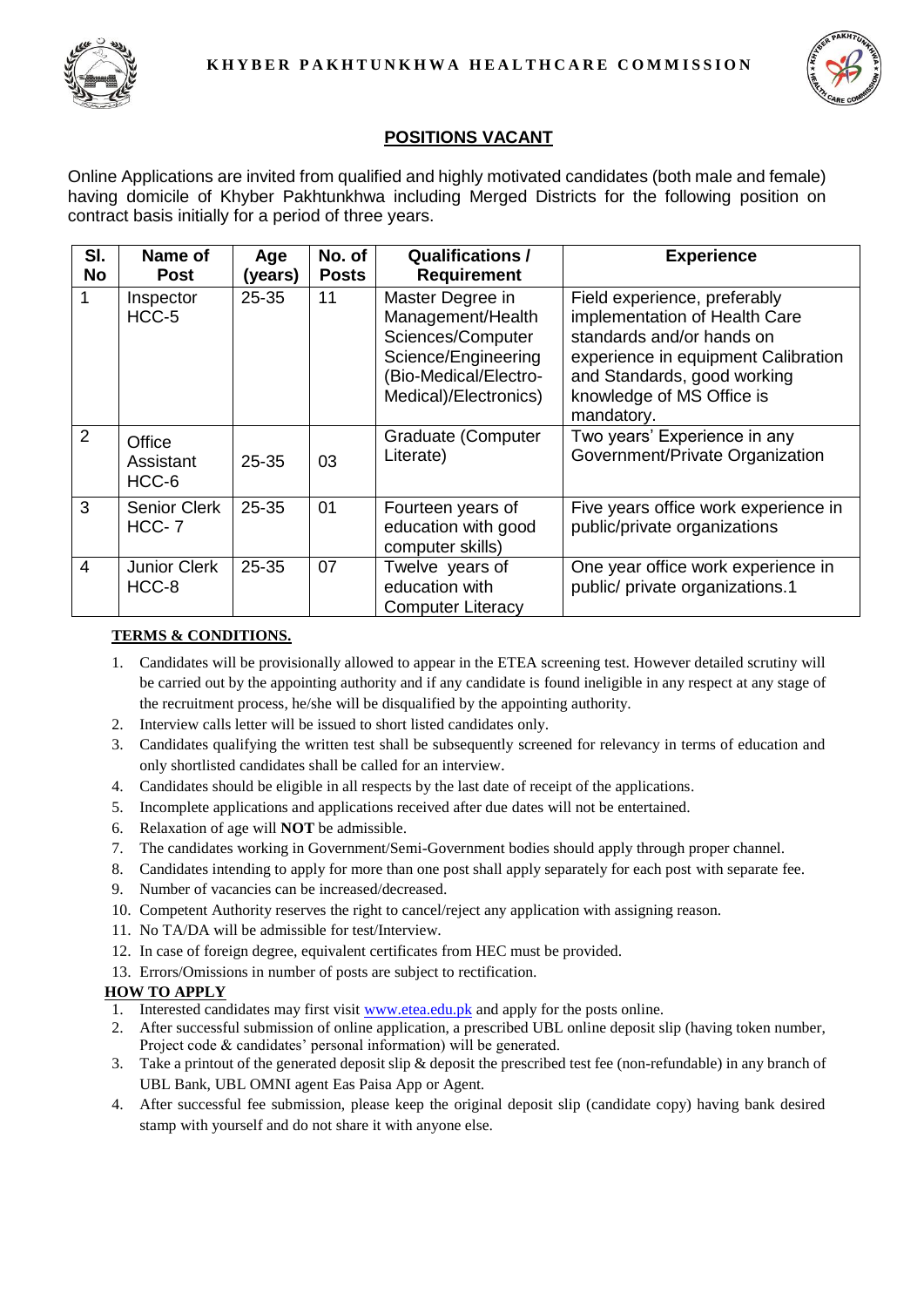**KHYBER PAKHTUNKHWA HEALTHCARE COMMISSION**

## POSITIONS VACANT

Online Applications are invited from qualified and highly motivated candidates (both male and female) having domicile of Khyber Pakhtunkhwa including Merged Districts for the following position on contract basis initially for a period of three years.

| Sl. No | Name of Post | Age (years) | No. of Posts | Qualifications / Requirement | Experience |
|---|---|---|---|---|---|
| 1 | Inspector HCC-5 | 25-35 | 11 | Master Degree in Management/Health Sciences/Computer Science/Engineering (Bio-Medical/Electro-Medical)/Electronics) | Field experience, preferably implementation of Health Care standards and/or hands on experience in equipment Calibration and Standards, good working knowledge of MS Office is mandatory. |
| 2 | Office Assistant HCC-6 | 25-35 | 03 | Graduate (Computer Literate) | Two years' Experience in any Government/Private Organization |
| 3 | Senior Clerk HCC- 7 | 25-35 | 01 | Fourteen years of education with good computer skills) | Five years office work experience in public/private organizations |
| 4 | Junior Clerk HCC-8 | 25-35 | 07 | Twelve years of education with Computer Literacy | One year office work experience in public/ private organizations.1 |

**TERMS & CONDITIONS.**

1. Candidates will be provisionally allowed to appear in the ETEA screening test. However detailed scrutiny will be carried out by the appointing authority and if any candidate is found ineligible in any respect at any stage of the recruitment process, he/she will be disqualified by the appointing authority.
2. Interview calls letter will be issued to short listed candidates only.
3. Candidates qualifying the written test shall be subsequently screened for relevancy in terms of education and only shortlisted candidates shall be called for an interview.
4. Candidates should be eligible in all respects by the last date of receipt of the applications.
5. Incomplete applications and applications received after due dates will not be entertained.
6. Relaxation of age will **NOT** be admissible.
7. The candidates working in Government/Semi-Government bodies should apply through proper channel.
8. Candidates intending to apply for more than one post shall apply separately for each post with separate fee.
9. Number of vacancies can be increased/decreased.
10. Competent Authority reserves the right to cancel/reject any application with assigning reason.
11. No TA/DA will be admissible for test/Interview.
12. In case of foreign degree, equivalent certificates from HEC must be provided.
13. Errors/Omissions in number of posts are subject to rectification.

**HOW TO APPLY**

1. Interested candidates may first visit www.etea.edu.pk and apply for the posts online.
2. After successful submission of online application, a prescribed UBL online deposit slip (having token number, Project code & candidates' personal information) will be generated.
3. Take a printout of the generated deposit slip & deposit the prescribed test fee (non-refundable) in any branch of UBL Bank, UBL OMNI agent Eas Paisa App or Agent.
4. After successful fee submission, please keep the original deposit slip (candidate copy) having bank desired stamp with yourself and do not share it with anyone else.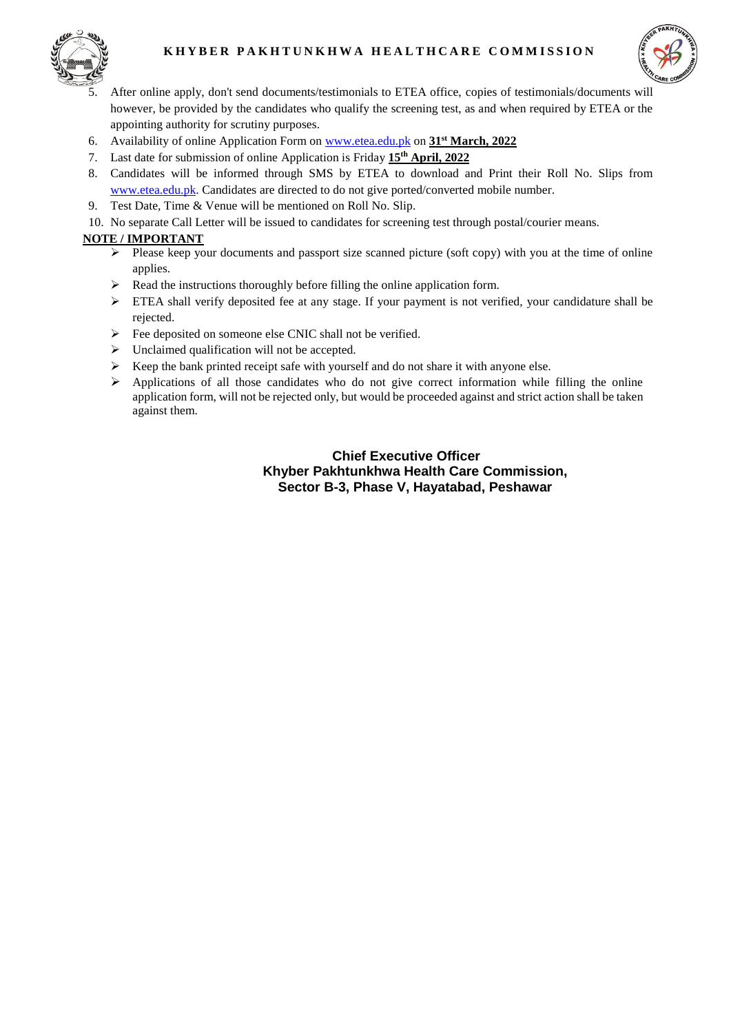5. After online apply, don't send documents/testimonials to ETEA office, copies of testimonials/documents will however, be provided by the candidates who qualify the screening test, as and when required by ETEA or the appointing authority for scrutiny purposes.
6. Availability of online Application Form on www.etea.edu.pk on **31st March, 2022**
7. Last date for submission of online Application is Friday **15th April, 2022**
8. Candidates will be informed through SMS by ETEA to download and Print their Roll No. Slips from www.etea.edu.pk. Candidates are directed to do not give ported/converted mobile number.
9. Test Date, Time & Venue will be mentioned on Roll No. Slip.
10. No separate Call Letter will be issued to candidates for screening test through postal/courier means.

**NOTE / IMPORTANT**

- Please keep your documents and passport size scanned picture (soft copy) with you at the time of online applies.
- Read the instructions thoroughly before filling the online application form.
- ETEA shall verify deposited fee at any stage. If your payment is not verified, your candidature shall be rejected.
- Fee deposited on someone else CNIC shall not be verified.
- Unclaimed qualification will not be accepted.
- Keep the bank printed receipt safe with yourself and do not share it with anyone else.
- Applications of all those candidates who do not give correct information while filling the online application form, will not be rejected only, but would be proceeded against and strict action shall be taken against them.

**Chief Executive Officer**
**Khyber Pakhtunkhwa Health Care Commission,**
**Sector B-3, Phase V, Hayatabad, Peshawar**